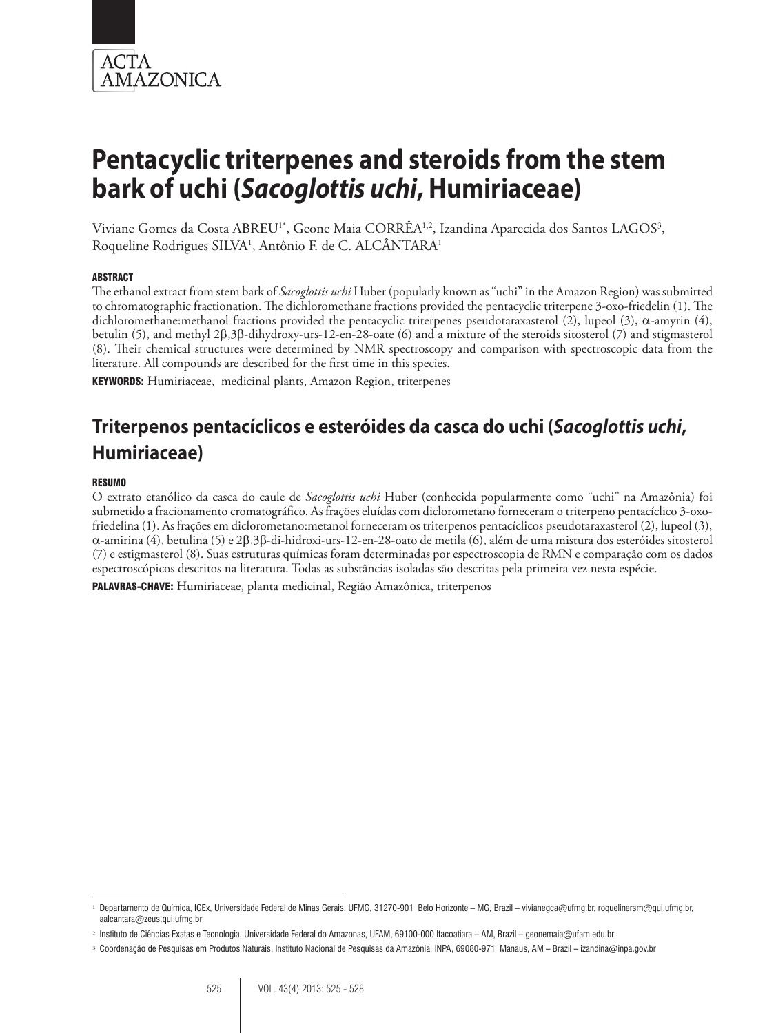# Pentacyclic triterpenes and steroids from the stem bark of uchi (*Sacoglottis uchi*, Humiriaceae)

Viviane Gomes da Costa ABREU[1*], Geone Maia CORRÊA[1,2], Izandina Aparecida dos Santos LAGOS[3], Roqueline Rodrigues SILVA[1], Antônio F. de C. ALCÂNTARA[1]

#### ABSTRACT

The ethanol extract from stem bark of *Sacoglottis uchi* Huber (popularly known as "uchi" in the Amazon Region) was submitted to chromatographic fractionation. The dichloromethane fractions provided the pentacyclic triterpene 3-oxo-friedelin (1). The dichloromethane:methanol fractions provided the pentacyclic triterpenes pseudotaraxasterol (2), lupeol (3), α-amyrin (4), betulin (5), and methyl 2β,3β-dihydroxy-urs-12-en-28-oate (6) and a mixture of the steroids sitosterol (7) and stigmasterol (8). Their chemical structures were determined by NMR spectroscopy and comparison with spectroscopic data from the literature. All compounds are described for the first time in this species.

**KEYWORDS:** Humiriaceae, medicinal plants, Amazon Region, triterpenes

## Triterpenos pentacíclicos e esteróides da casca do uchi (*Sacoglottis uchi*, Humiriaceae)

#### RESUMO

O extrato etanólico da casca do caule de *Sacoglottis uchi* Huber (conhecida popularmente como "uchi" na Amazônia) foi submetido a fracionamento cromatográfico. As frações eluídas com diclorometano forneceram o triterpeno pentacíclico 3-oxo-friedelina (1). As frações em diclorometano:metanol forneceram os triterpenos pentacíclicos pseudotaraxasterol (2), lupeol (3), α-amirina (4), betulina (5) e 2β,3β-di-hidroxi-urs-12-en-28-oato de metila (6), além de uma mistura dos esteróides sitosterol (7) e estigmasterol (8). Suas estruturas químicas foram determinadas por espectroscopia de RMN e comparação com os dados espectroscópicos descritos na literatura. Todas as substâncias isoladas são descritas pela primeira vez nesta espécie.

**PALAVRAS-CHAVE:** Humiriaceae, planta medicinal, Região Amazônica, triterpenos

---

[1] Departamento de Química, ICEx, Universidade Federal de Minas Gerais, UFMG, 31270-901 Belo Horizonte – MG, Brazil – vivianegca@ufmg.br, roquelinersm@qui.ufmg.br, aalcantara@zeus.qui.ufmg.br

[2] Instituto de Ciências Exatas e Tecnologia, Universidade Federal do Amazonas, UFAM, 69100-000 Itacoatiara – AM, Brazil – geonemaia@ufam.edu.br

[3] Coordenação de Pesquisas em Produtos Naturais, Instituto Nacional de Pesquisas da Amazônia, INPA, 69080-971 Manaus, AM – Brazil – izandina@inpa.gov.br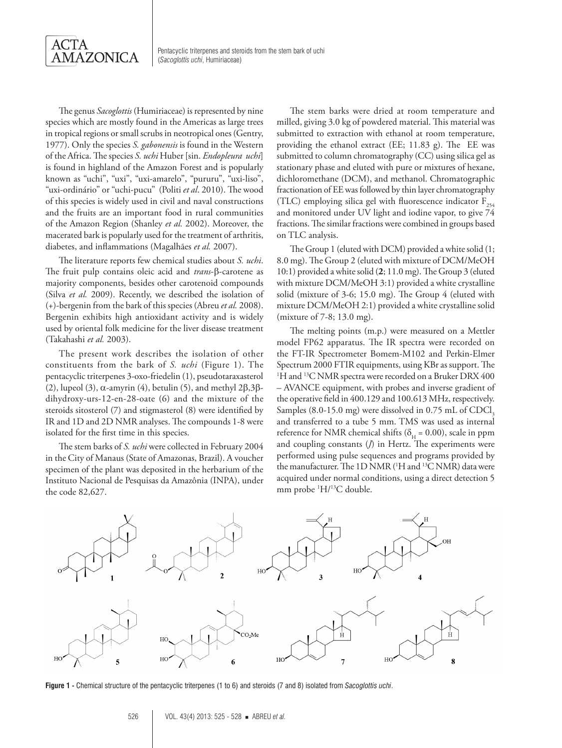The genus *Sacoglottis* (Humiriaceae) is represented by nine species which are mostly found in the Americas as large trees in tropical regions or small scrubs in neotropical ones (Gentry, 1977). Only the species *S. gabonensis* is found in the Western of the Africa. The species *S. uchi* Huber [sin. *Endopleura uchi*] is found in highland of the Amazon Forest and is popularly known as "uchi", "uxi", "uxi-amarelo", "pururu", "uxi-liso", "uxi-ordinário" or "uchi-pucu" (Politi *et al*. 2010). The wood of this species is widely used in civil and naval constructions and the fruits are an important food in rural communities of the Amazon Region (Shanley *et al.* 2002). Moreover, the macerated bark is popularly used for the treatment of arthritis, diabetes, and inflammations (Magalhães *et al.* 2007).

The literature reports few chemical studies about *S. uchi*. The fruit pulp contains oleic acid and *trans*-β-carotene as majority components, besides other carotenoid compounds (Silva *et al.* 2009). Recently, we described the isolation of (+)-bergenin from the bark of this species (Abreu *et al.* 2008). Bergenin exhibits high antioxidant activity and is widely used by oriental folk medicine for the liver disease treatment (Takahashi *et al.* 2003).

The present work describes the isolation of other constituents from the bark of *S. uchi* (Figure 1). The pentacyclic triterpenes 3-oxo-friedelin (1), pseudotaraxasterol (2), lupeol (3), α-amyrin (4), betulin (5), and methyl 2β,3β-dihydroxy-urs-12-en-28-oate (6) and the mixture of the steroids sitosterol (7) and stigmasterol (8) were identified by IR and 1D and 2D NMR analyses. The compounds 1-8 were isolated for the first time in this species.

The stem barks of *S. uchi* were collected in February 2004 in the City of Manaus (State of Amazonas, Brazil). A voucher specimen of the plant was deposited in the herbarium of the Instituto Nacional de Pesquisas da Amazônia (INPA), under the code 82,627.

The stem barks were dried at room temperature and milled, giving 3.0 kg of powdered material. This material was submitted to extraction with ethanol at room temperature, providing the ethanol extract (EE; 11.83 g). The EE was submitted to column chromatography (CC) using silica gel as stationary phase and eluted with pure or mixtures of hexane, dichloromethane (DCM), and methanol. Chromatographic fractionation of EE was followed by thin layer chromatography (TLC) employing silica gel with fluorescence indicator $F_{254}$ and monitored under UV light and iodine vapor, to give 74 fractions. The similar fractions were combined in groups based on TLC analysis.

The Group 1 (eluted with DCM) provided a white solid (1; 8.0 mg). The Group 2 (eluted with mixture of DCM/MeOH 10:1) provided a white solid (**2**; 11.0 mg). The Group 3 (eluted with mixture DCM/MeOH 3:1) provided a white crystalline solid (mixture of 3-6; 15.0 mg). The Group 4 (eluted with mixture DCM/MeOH 2:1) provided a white crystalline solid (mixture of 7-8; 13.0 mg).

The melting points (m.p.) were measured on a Mettler model FP62 apparatus. The IR spectra were recorded on the FT-IR Spectrometer Bomem-M102 and Perkin-Elmer Spectrum 2000 FTIR equipments, using KBr as support. The $^{1}H$ and $^{13}C$ NMR spectra were recorded on a Bruker DRX 400 – AVANCE equipment, with probes and inverse gradient of the operative field in 400.129 and 100.613 MHz, respectively. Samples (8.0-15.0 mg) were dissolved in 0.75 mL of $CDCl_3$ and transferred to a tube 5 mm. TMS was used as internal reference for NMR chemical shifts ($\delta_H = 0.00$), scale in ppm and coupling constants (*J*) in Hertz. The experiments were performed using pulse sequences and programs provided by the manufacturer. The 1D NMR ($^{1}H$ and $^{13}C$ NMR) data were acquired under normal conditions, using a direct detection 5 mm probe $^{1}H/^{13}C$ double.

**Figure 1 -** Chemical structure of the pentacyclic triterpenes (1 to 6) and steroids (7 and 8) isolated from *Sacoglottis uchi*.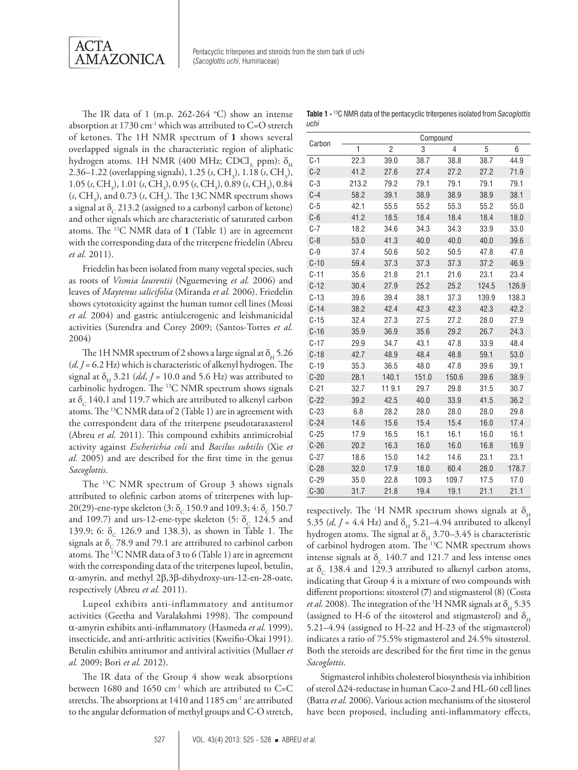The IR data of 1 (m.p. 262-264 ºC) show an intense absorption at 1730 cm$^{-1}$ which was attributed to C=O stretch of ketones. The 1H NMR spectrum of **1** shows several overlapped signals in the characteristic region of aliphatic hydrogen atoms. 1H NMR (400 MHz; $CDCl_3$, ppm): $\delta_H$ 2.36–1.22 (overlapping signals), 1.25 (*s*, $CH_3$), 1.18 (*s*, $CH_3$), 1.05 (*s*, $CH_3$), 1.01 (*s*, $CH_3$), 0.95 (*s*, $CH_3$), 0.89 (*s*, $CH_3$), 0.84 (*s*, $CH_3$), and 0.73 (*s*, $CH_3$). The 13C NMR spectrum shows a signal at $\delta_C$ 213.2 (assigned to a carbonyl carbon of ketone) and other signals which are characteristic of saturated carbon atoms. The $^{13}$C NMR data of **1** (Table 1) are in agreement with the corresponding data of the triterpene friedelin (Abreu *et al.* 2011).

Friedelin has been isolated from many vegetal species, such as roots of *Vismia laurentii* (Nguemeving *et al.* 2006) and leaves of *Maytenus salicifolia* (Miranda *et al.* 2006). Friedelin shows cytotoxicity against the human tumor cell lines (Mossi *et al.* 2004) and gastric antiulcerogenic and leishmanicidal activities (Surendra and Corey 2009; (Santos-Torres *et al.* 2004)

The 1H NMR spectrum of 2 shows a large signal at $\delta_H$ 5.26 (*d, J* = 6.2 Hz) which is characteristic of alkenyl hydrogen. The signal at $\delta_H$ 3.21 (*dd*, *J* = 10.0 and 5.6 Hz) was attributed to carbinolic hydrogen. The $^{13}$C NMR spectrum shows signals at $\delta_C$ 140.1 and 119.7 which are attributed to alkenyl carbon atoms. The $^{13}$C NMR data of 2 (Table 1) are in agreement with the correspondent data of the triterpene pseudotaraxasterol (Abreu *et al.* 2011). This compound exhibits antimicrobial activity against *Escherichia coli* and *Bacilus subtilis* (Xie *et al.* 2005) and are described for the first time in the genus *Sacoglottis*.

The $^{13}$C NMR spectrum of Group 3 shows signals attributed to olefinic carbon atoms of triterpenes with lup-20(29)-ene-type skeleton (3: $\delta_C$ 150.9 and 109.3; 4: $\delta_C$ 150.7 and 109.7) and urs-12-ene-type skeleton (5: $\delta_C$ 124.5 and 139.9; 6: $\delta_C$ 126.9 and 138.3), as shown in Table 1. The signals at $\delta_C$ 78.9 and 79.1 are attributed to carbinol carbon atoms. The $^{13}$C NMR data of 3 to 6 (Table 1) are in agreement with the corresponding data of the triterpenes lupeol, betulin, α-amyrin, and methyl 2β,3β-dihydroxy-urs-12-en-28-oate, respectively (Abreu *et al.* 2011).

Lupeol exhibits anti-inflammatory and antitumor activities (Geetha and Varalakshmi 1998). The compound α-amyrin exhibits anti-inflammatory (Hasmeda *et al.* 1999), insecticide, and anti-arthritic activities (Kweifio-Okai 1991). Betulin exhibits antitumor and antiviral activities (Mullaer *et al.* 2009; Bori *et al.* 2012).

The IR data of the Group 4 show weak absorptions between 1680 and 1650 cm$^{-1}$ which are attributed to C=C stretchs. The absorptions at 1410 and 1185 cm$^{-1}$ are attributed to the angular deformation of methyl groups and C-O stretch, respectively. The $^1$H NMR spectrum shows signals at $\delta_H$ 5.35 (*d, J* = 4.4 Hz) and $\delta_H$ 5.21–4.94 attributed to alkenyl hydrogen atoms. The signal at $\delta_H$ 3.70–3.45 is characteristic of carbinol hydrogen atom. The $^{13}$C NMR spectrum shows intense signals at $\delta_C$ 140.7 and 121.7 and less intense ones at $\delta_C$ 138.4 and 129.3 attributed to alkenyl carbon atoms, indicating that Group 4 is a mixture of two compounds with different proportions: sitosterol (7) and stigmasterol (8) (Costa *et al.* 2008). The integration of the $^1$H NMR signals at $\delta_H$ 5.35 (assigned to H-6 of the sitosterol and stigmasterol) and $\delta_H$ 5.21–4.94 (assigned to H-22 and H-23 of the stigmasterol) indicates a ratio of 75.5% stigmasterol and 24.5% sitosterol. Both the steroids are described for the first time in the genus *Sacoglottis*.

Stigmasterol inhibits cholesterol biosynthesis via inhibition of sterol Δ24-reductase in human Caco-2 and HL-60 cell lines (Batta *et al.* 2006). Various action mechanisms of the sitosterol have been proposed, including anti-inflammatory effects,

**Table 1 -** $^{13}$C NMR data of the pentacyclic triterpenes isolated from *Sacoglottis uchi*

| Carbon | Compound | | | | | |
|---|---|---|---|---|---|---|
| | 1 | 2 | 3 | 4 | 5 | 6 |
| C-1 | 22.3 | 39.0 | 38.7 | 38.8 | 38.7 | 44.9 |
| C-2 | 41.2 | 27.6 | 27.4 | 27.2 | 27.2 | 71.9 |
| C-3 | 213.2 | 79.2 | 79.1 | 79.1 | 79.1 | 79.1 |
| C-4 | 58.2 | 39.1 | 38.9 | 38.9 | 38.9 | 38.1 |
| C-5 | 42.1 | 55.5 | 55.2 | 55.3 | 55.2 | 55.0 |
| C-6 | 41.2 | 18.5 | 18.4 | 18.4 | 18.4 | 18.0 |
| C-7 | 18.2 | 34.6 | 34.3 | 34.3 | 33.9 | 33.0 |
| C-8 | 53.0 | 41.3 | 40.0 | 40.0 | 40.0 | 39.6 |
| C-9 | 37.4 | 50.6 | 50.2 | 50.5 | 47.8 | 47.8 |
| C-10 | 59.4 | 37.3 | 37.3 | 37.3 | 37.2 | 46.9 |
| C-11 | 35.6 | 21.8 | 21.1 | 21.6 | 23.1 | 23.4 |
| C-12 | 30.4 | 27.9 | 25.2 | 25.2 | 124.5 | 126.9 |
| C-13 | 39.6 | 39.4 | 38.1 | 37.3 | 139.9 | 138.3 |
| C-14 | 38.2 | 42.4 | 42.3 | 42.3 | 42.3 | 42.2 |
| C-15 | 32.4 | 27.3 | 27.5 | 27.2 | 28.0 | 27.9 |
| C-16 | 35.9 | 36.9 | 35.6 | 29.2 | 26.7 | 24.3 |
| C-17 | 29.9 | 34.7 | 43.1 | 47.8 | 33.9 | 48.4 |
| C-18 | 42.7 | 48.9 | 48.4 | 48.8 | 59.1 | 53.0 |
| C-19 | 35.3 | 36.5 | 48.0 | 47.8 | 39.6 | 39.1 |
| C-20 | 28.1 | 140.1 | 151.0 | 150.6 | 39.6 | 38.9 |
| C-21 | 32.7 | 11 9.1 | 29.7 | 29.8 | 31.5 | 30.7 |
| C-22 | 39.2 | 42.5 | 40.0 | 33.9 | 41.5 | 36.2 |
| C-23 | 6.8 | 28.2 | 28.0 | 28.0 | 28.0 | 29.8 |
| C-24 | 14.6 | 15.6 | 15.4 | 15.4 | 16.0 | 17.4 |
| C-25 | 17.9 | 16.5 | 16.1 | 16.1 | 16.0 | 16.1 |
| C-26 | 20.2 | 16.3 | 16.0 | 16.0 | 16.8 | 16.9 |
| C-27 | 18.6 | 15.0 | 14.2 | 14.6 | 23.1 | 23.1 |
| C-28 | 32.0 | 17.9 | 18.0 | 60.4 | 28.0 | 178.7 |
| C-29 | 35.0 | 22.8 | 109.3 | 109.7 | 17.5 | 17.0 |
| C-30 | 31.7 | 21.8 | 19.4 | 19.1 | 21.1 | 21.1 |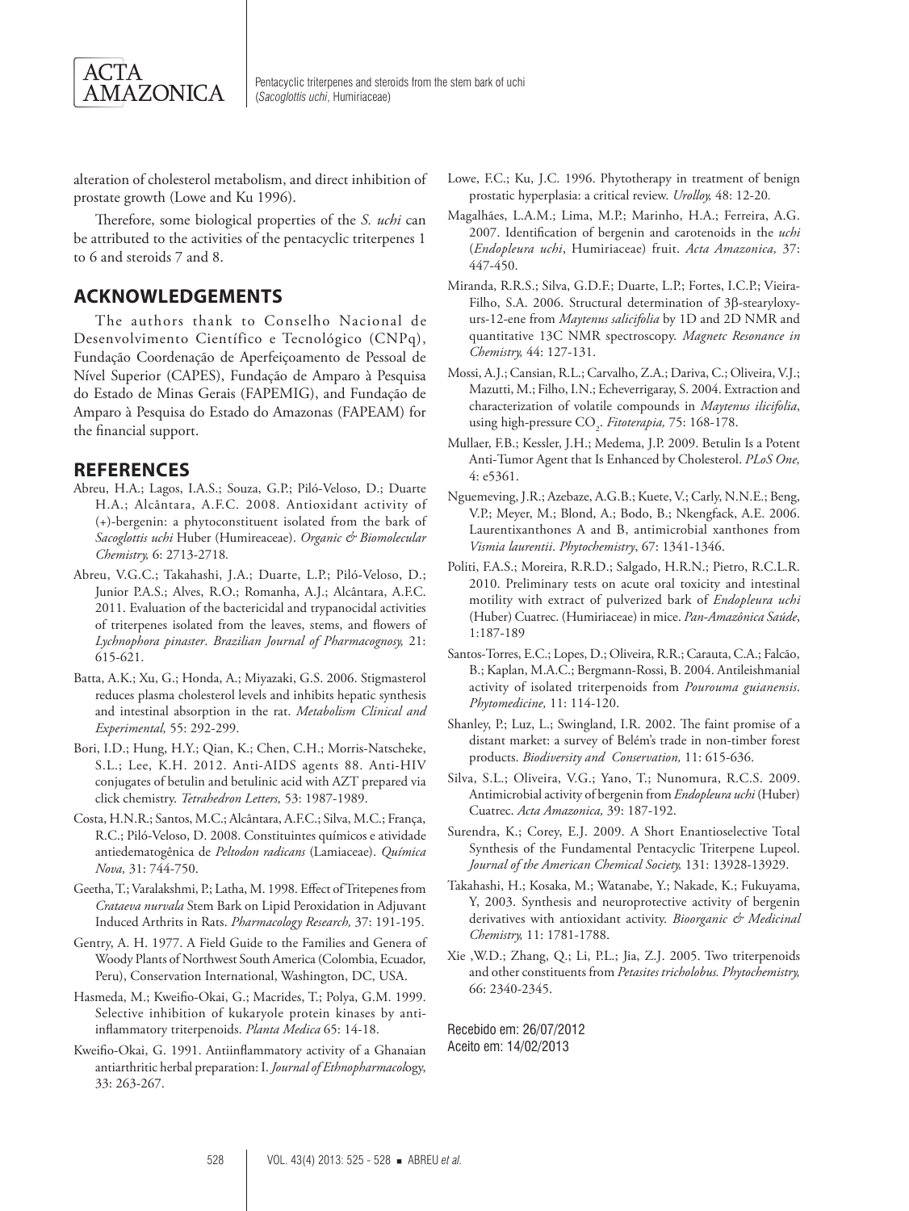alteration of cholesterol metabolism, and direct inhibition of prostate growth (Lowe and Ku 1996).

Therefore, some biological properties of the *S. uchi* can be attributed to the activities of the pentacyclic triterpenes 1 to 6 and steroids 7 and 8.

## ACKNOWLEDGEMENTS

The authors thank to Conselho Nacional de Desenvolvimento Científico e Tecnológico (CNPq), Fundação Coordenação de Aperfeiçoamento de Pessoal de Nível Superior (CAPES), Fundação de Amparo à Pesquisa do Estado de Minas Gerais (FAPEMIG), and Fundação de Amparo à Pesquisa do Estado do Amazonas (FAPEAM) for the financial support.

## REFERENCES

Abreu, H.A.; Lagos, I.A.S.; Souza, G.P.; Piló-Veloso, D.; Duarte H.A.; Alcântara, A.F.C. 2008. Antioxidant activity of (+)-bergenin: a phytoconstituent isolated from the bark of *Sacoglottis uchi* Huber (Humireaceae). *Organic & Biomolecular Chemistry,* 6: 2713-2718.

Abreu, V.G.C.; Takahashi, J.A.; Duarte, L.P.; Piló-Veloso, D.; Junior P.A.S.; Alves, R.O.; Romanha, A.J.; Alcântara, A.F.C. 2011. Evaluation of the bactericidal and trypanocidal activities of triterpenes isolated from the leaves, stems, and flowers of *Lychnophora pinaster*. *Brazilian Journal of Pharmacognosy,* 21: 615-621.

Batta, A.K.; Xu, G.; Honda, A.; Miyazaki, G.S. 2006. Stigmasterol reduces plasma cholesterol levels and inhibits hepatic synthesis and intestinal absorption in the rat. *Metabolism Clinical and Experimental,* 55: 292-299.

Bori, I.D.; Hung, H.Y.; Qian, K.; Chen, C.H.; Morris-Natschecke, S.L.; Lee, K.H. 2012. Anti-AIDS agents 88. Anti-HIV conjugates of betulin and betulinic acid with AZT prepared via click chemistry. *Tetrahedron Letters,* 53: 1987-1989.

Costa, H.N.R.; Santos, M.C.; Alcântara, A.F.C.; Silva, M.C.; França, R.C.; Piló-Veloso, D. 2008. Constituintes químicos e atividade antiedematogênica de *Peltodon radicans* (Lamiaceae). *Química Nova,* 31: 744-750.

Geetha, T.; Varalakshmi, P.; Latha, M. 1998. Effect of Tritepenes from *Crataeva nurvala* Stem Bark on Lipid Peroxidation in Adjuvant Induced Arthrits in Rats. *Pharmacology Research,* 37: 191-195.

Gentry, A. H. 1977. A Field Guide to the Families and Genera of Woody Plants of Northwest South America (Colombia, Ecuador, Peru), Conservation International, Washington, DC, USA.

Hasmeda, M.; Kweifio-Okai, G.; Macrides, T.; Polya, G.M. 1999. Selective inhibition of kukaryole protein kinases by anti-inflammatory triterpenoids. *Planta Medica* 65: 14-18.

Kweifio-Okai, G. 1991. Antiinflammatory activity of a Ghanaian antiarthritic herbal preparation: I. *Journal of Ethnopharmacol*ogy, 33: 263-267.

Lowe, F.C.; Ku, J.C. 1996. Phytotherapy in treatment of benign prostatic hyperplasia: a critical review. *Urolloy,* 48: 12-20.

Magalhães, L.A.M.; Lima, M.P.; Marinho, H.A.; Ferreira, A.G. 2007. Identification of bergenin and carotenoids in the *uchi* (*Endopleura uchi*, Humiriaceae) fruit. *Acta Amazonica,* 37: 447-450.

Miranda, R.R.S.; Silva, G.D.F.; Duarte, L.P.; Fortes, I.C.P.; Vieira-Filho, S.A. 2006. Structural determination of 3β-stearyloxy-urs-12-ene from *Maytenus salicifolia* by 1D and 2D NMR and quantitative 13C NMR spectroscopy. *Magnetc Resonance in Chemistry,* 44: 127-131.

Mossi, A.J.; Cansian, R.L.; Carvalho, Z.A.; Dariva, C.; Oliveira, V.J.; Mazutti, M.; Filho, I.N.; Echeverrigaray, S. 2004. Extraction and characterization of volatile compounds in *Maytenus ilicifolia*, using high-pressure $CO_2$. *Fitoterapia,* 75: 168-178.

Mullaer, F.B.; Kessler, J.H.; Medema, J.P. 2009. Betulin Is a Potent Anti-Tumor Agent that Is Enhanced by Cholesterol. *PLoS One,* 4: e5361.

Nguemeving, J.R.; Azebaze, A.G.B.; Kuete, V.; Carly, N.N.E.; Beng, V.P.; Meyer, M.; Blond, A.; Bodo, B.; Nkengfack, A.E. 2006. Laurentixanthones A and B, antimicrobial xanthones from *Vismia laurentii*. *Phytochemistry*, 67: 1341-1346.

Politi, F.A.S.; Moreira, R.R.D.; Salgado, H.R.N.; Pietro, R.C.L.R. 2010. Preliminary tests on acute oral toxicity and intestinal motility with extract of pulverized bark of *Endopleura uchi* (Huber) Cuatrec. (Humiriaceae) in mice. *Pan-Amazônica Saúde*, 1:187-189

Santos-Torres, E.C.; Lopes, D.; Oliveira, R.R.; Carauta, C.A.; Falcão, B.; Kaplan, M.A.C.; Bergmann-Rossi, B. 2004. Antileishmanial activity of isolated triterpenoids from *Pourouma guianensis*. *Phytomedicine,* 11: 114-120.

Shanley, P.; Luz, L.; Swingland, I.R. 2002. The faint promise of a distant market: a survey of Belém's trade in non-timber forest products. *Biodiversity and Conservation,* 11: 615-636.

Silva, S.L.; Oliveira, V.G.; Yano, T.; Nunomura, R.C.S. 2009. Antimicrobial activity of bergenin from *Endopleura uchi* (Huber) Cuatrec. *Acta Amazonica,* 39: 187-192.

Surendra, K.; Corey, E.J. 2009. A Short Enantioselective Total Synthesis of the Fundamental Pentacyclic Triterpene Lupeol. *Journal of the American Chemical Society,* 131: 13928-13929.

Takahashi, H.; Kosaka, M.; Watanabe, Y.; Nakade, K.; Fukuyama, Y, 2003. Synthesis and neuroprotective activity of bergenin derivatives with antioxidant activity. *Bioorganic & Medicinal Chemistry,* 11: 1781-1788.

Xie ,W.D.; Zhang, Q.; Li, P.L.; Jia, Z.J. 2005. Two triterpenoids and other constituents from *Petasites tricholobus. Phytochemistry,* 66: 2340-2345.

Recebido em: 26/07/2012
Aceito em: 14/02/2013